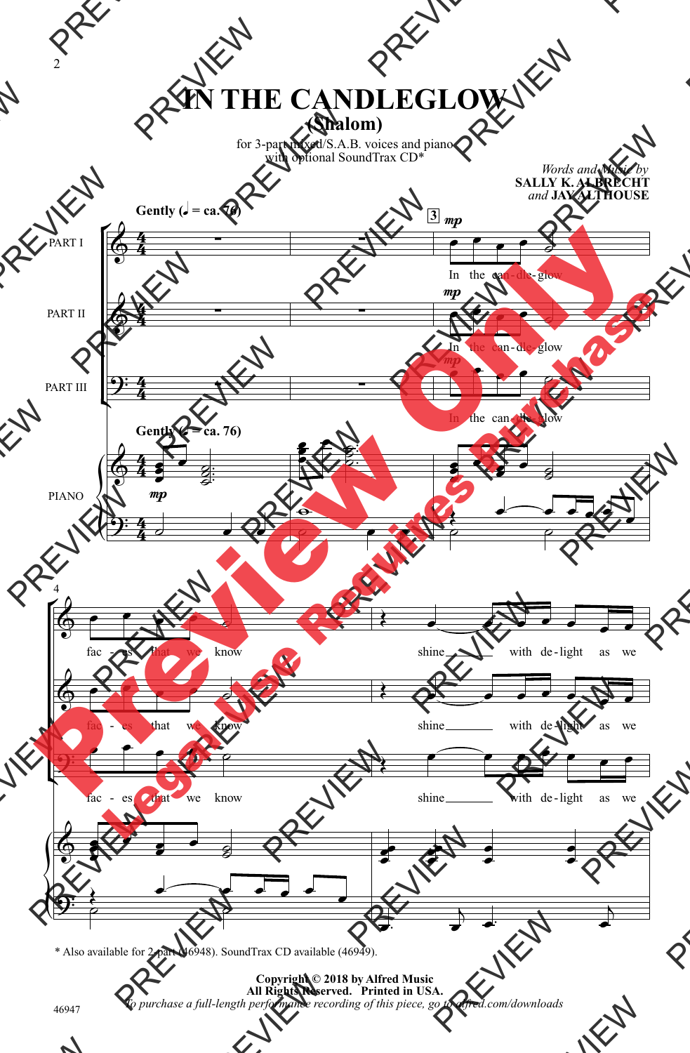# IN THE CANDLEGLOW

## (Shalom)

for 3-part mixed/S.A.B. voices and piano
with optional SoundTrax CD*

*Words and Music by*
**SALLY K. ALBRECHT**
*and* **JAY ALTHOUSE**

**Gently (♩ = ca. 76)**

PART I: In the can-dle-glow fac-es that we know shine with de-light as we

PART II: In the can-dle-glow fac-es that we know shine with de-light as we

PART III: In the can-dle-glow fac-es that we know shine with de-light as we

PIANO

\* Also available for 2-part (46948). SoundTrax CD available (46949).

**Copyright © 2018 by Alfred Music**
**All Rights Reserved. Printed in USA.**
*To purchase a full-length performance recording of this piece, go to alfred.com/downloads*

46947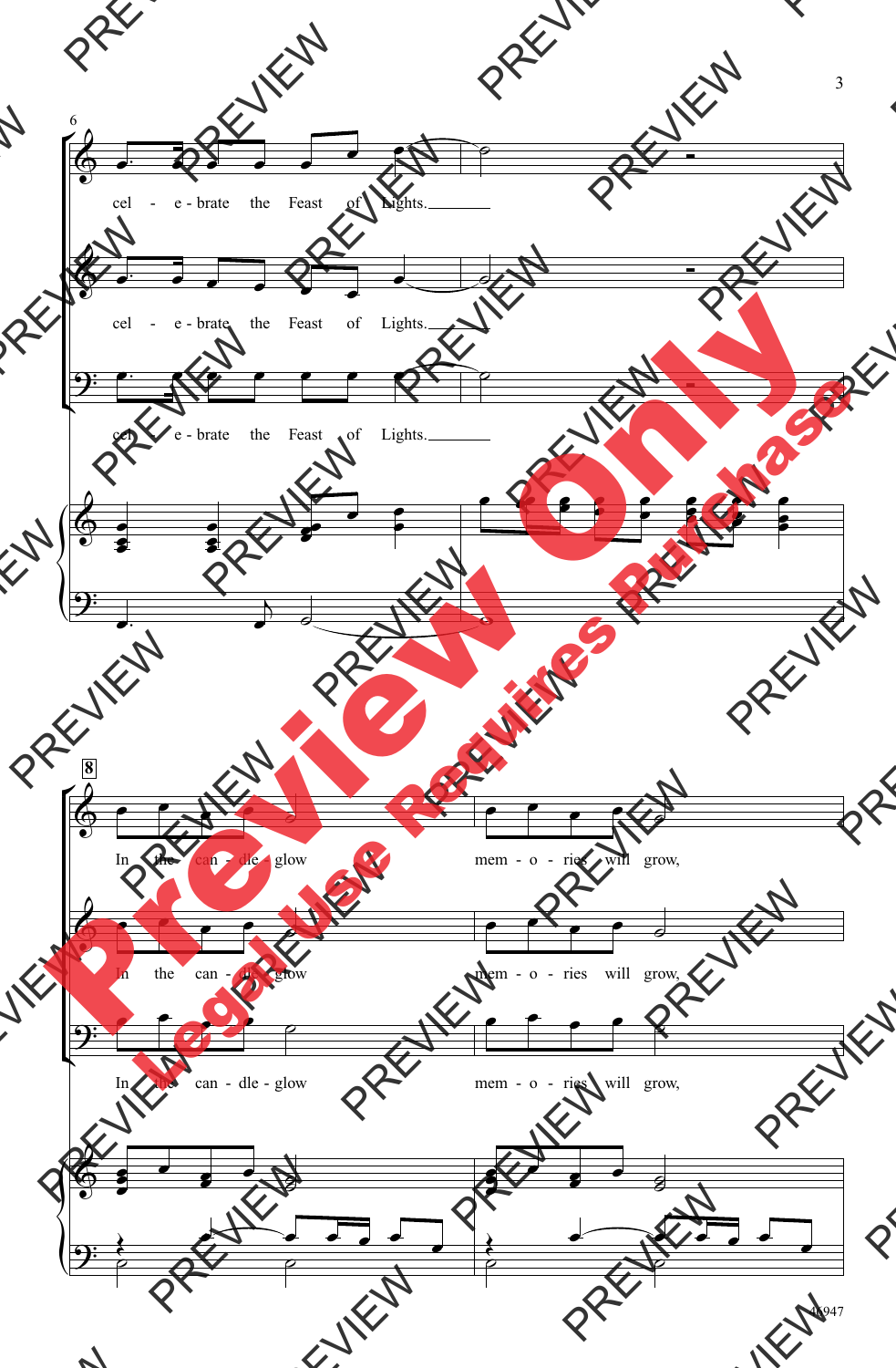6

cel - e - brate the Feast of Lights.

cel - e - brate the Feast of Lights.

cel - e - brate the Feast of Lights.

8

In the can - dle - glow mem - o - ries will grow,

In the can - dle - glow mem - o - ries will grow,

In the can - dle - glow mem - o - ries will grow,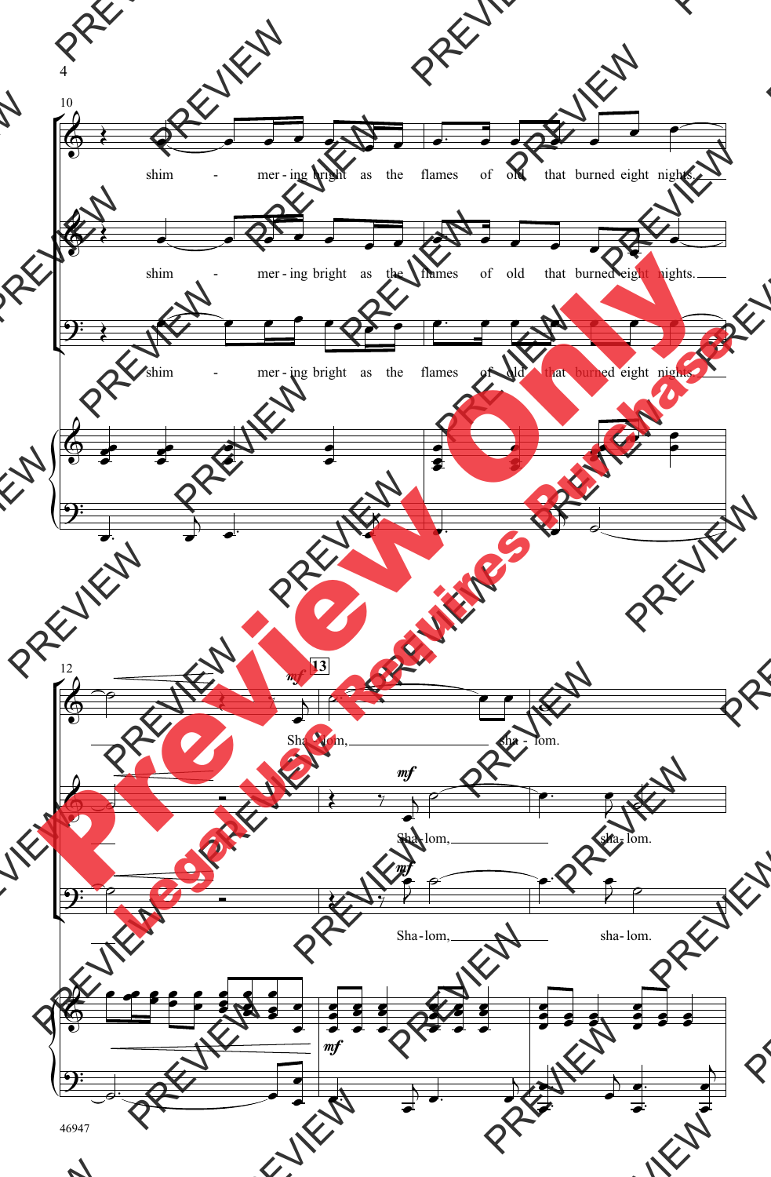10

shim - mer - ing bright as the flames of old that burned eight nights.

shim - mer - ing bright as the flames of old that burned eight nights.

shim - mer - ing bright as the flames of old that burned eight nights.

12

13

*mf*

Sha - lom, sha - lom.

*mf*

Sha - lom, sha - lom.

*mf*

Sha - lom, sha - lom.

*mf*

46947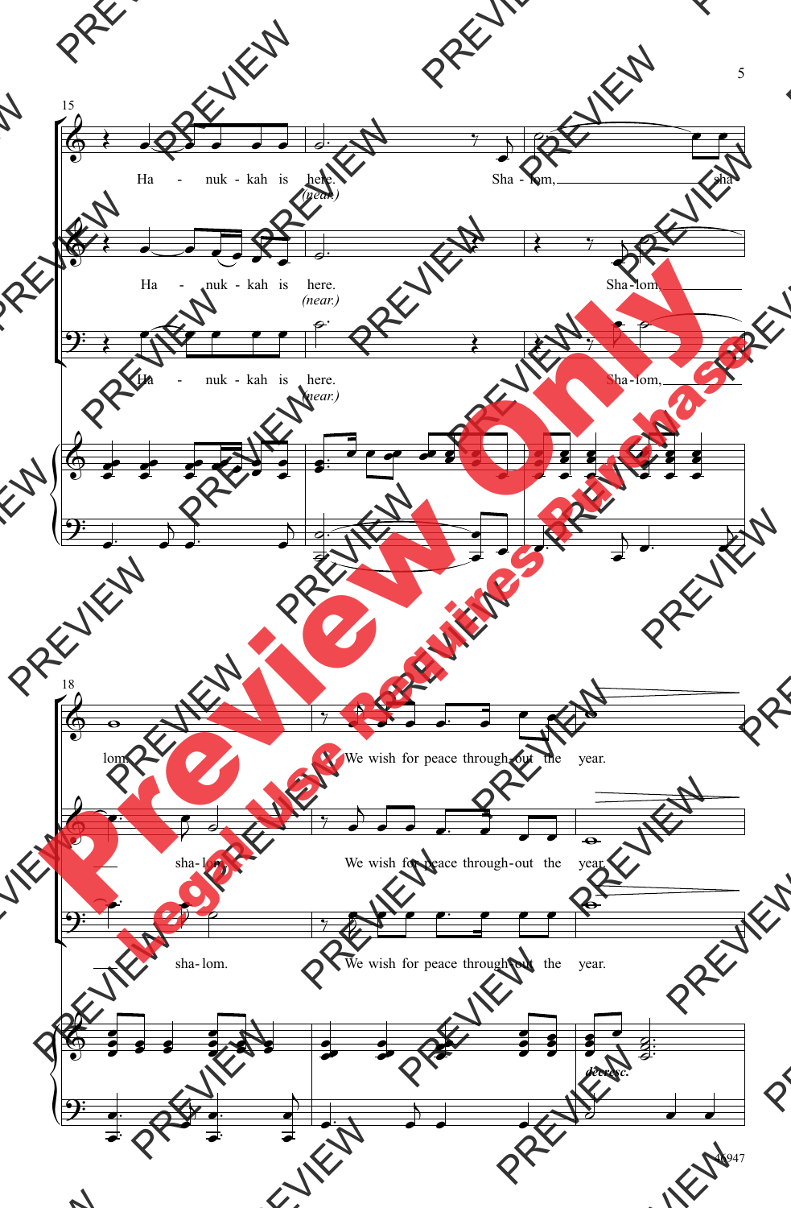15

Ha - nuk - kah is here. (near.) Sha - lom, sha

Ha - nuk - kah is here. (near.) Sha - lom,

Ha - nuk - kah is here. (near.) Sha - lom,

18

lom. We wish for peace through - out the year.

sha - lom. We wish for peace through - out the year.

sha - lom. We wish for peace through - out the year.

*decresc.*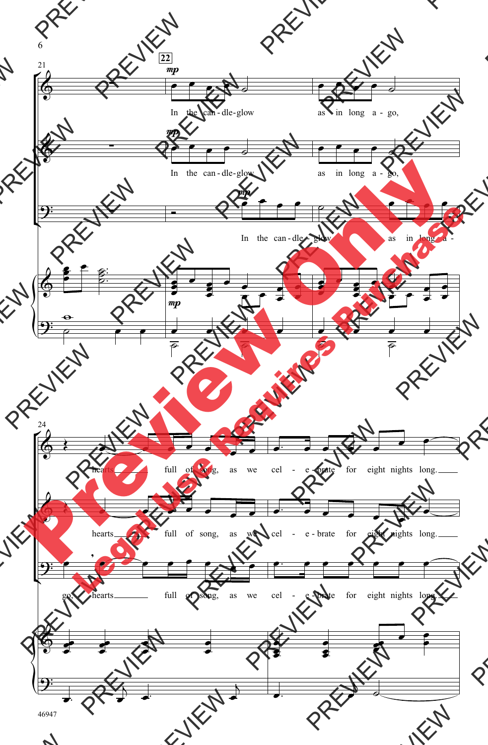22

*mp*

In the can - dle - glow as in long a - go,

*mp*

In the can - dle - glow as in long a - go,

*mp*

In the can - dle - glow as in long a -

*mp*

hearts full of song, as we cel - e - brate for eight nights long.

hearts full of song, as we cel - e - brate for eight nights long.

go, hearts full of song, as we cel - e - brate for eight nights long.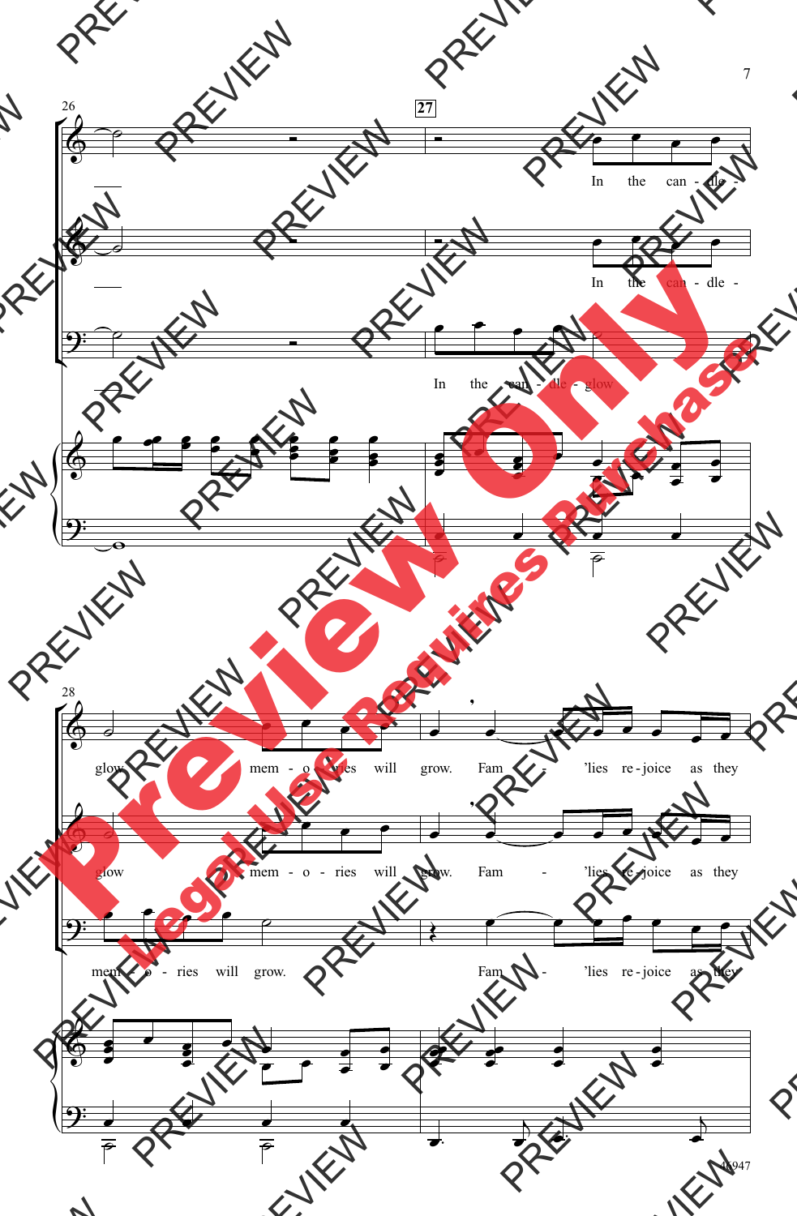**27**

In the can - dle -
glow mem - o - ries will grow. Fam - 'lies re - joice as they

In the can - dle -
glow mem - o - ries will grow. Fam - 'lies re - joice as they

In the can - dle - glow
mem - o - ries will grow. Fam - 'lies re - joice as they

46947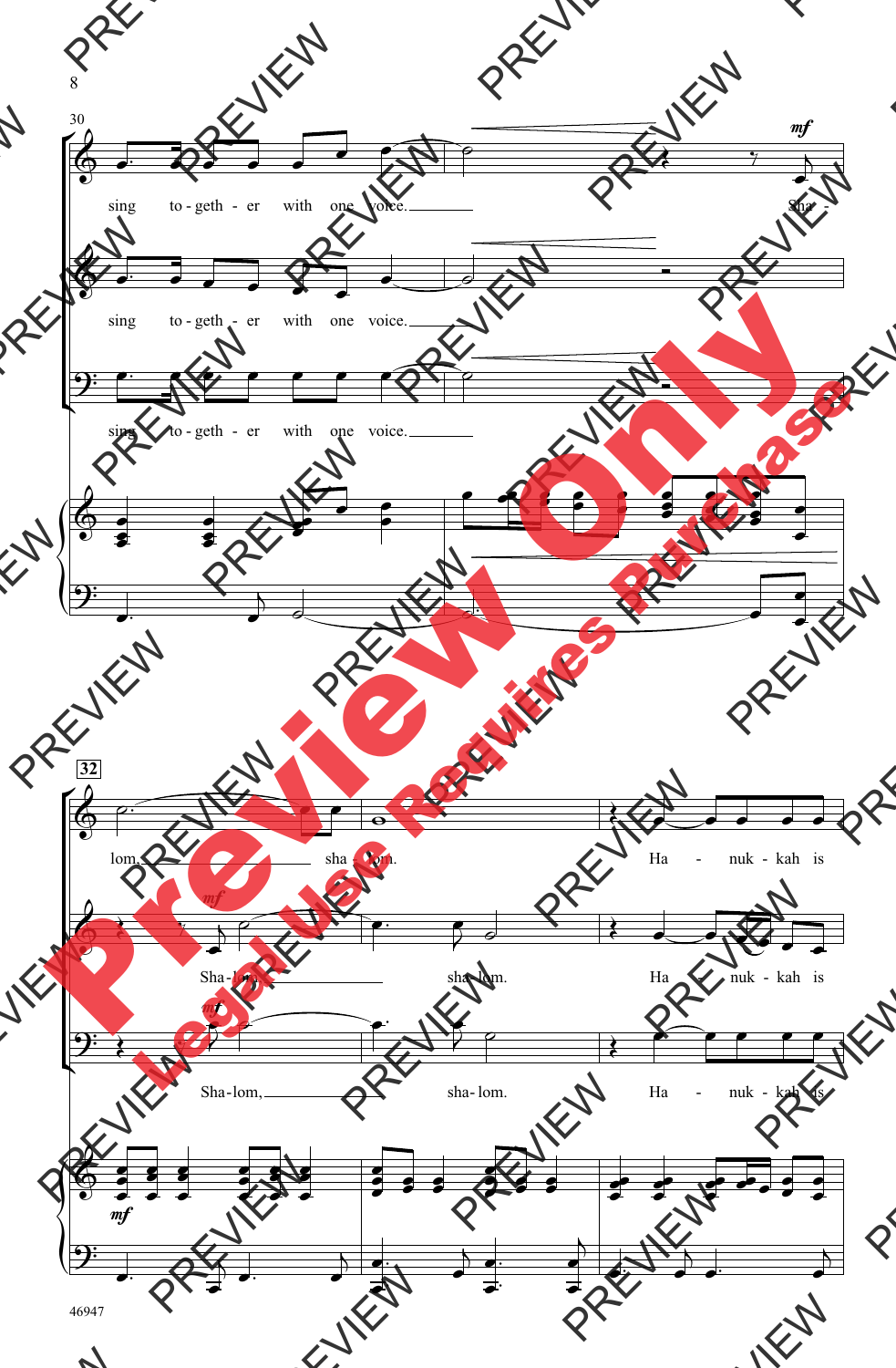30

sing to - geth - er with one voice. Sha -

sing to - geth - er with one voice.

sing to - geth - er with one voice.

32

lom, sha - lom. Ha - nuk - kah is

Sha - lom, sha - lom. Ha - nuk - kah is

Sha - lom, sha - lom. Ha - nuk - kah is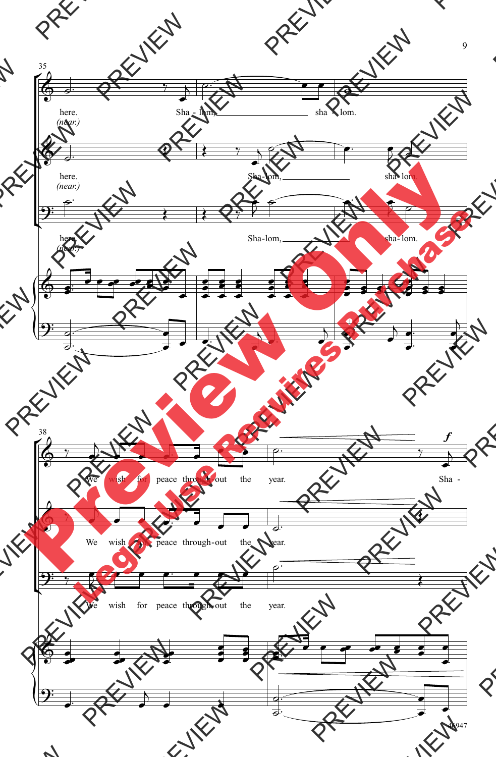35

here. Sha - lom, sha - lom.

*(near.)*

here. Sha-lom, sha-lom.

*(near.)*

here. Sha-lom, sha-lom.

*(near.)*

38

We wish for peace through-out the year. Sha -

We wish for peace through-out the year.

We wish for peace through-out the year.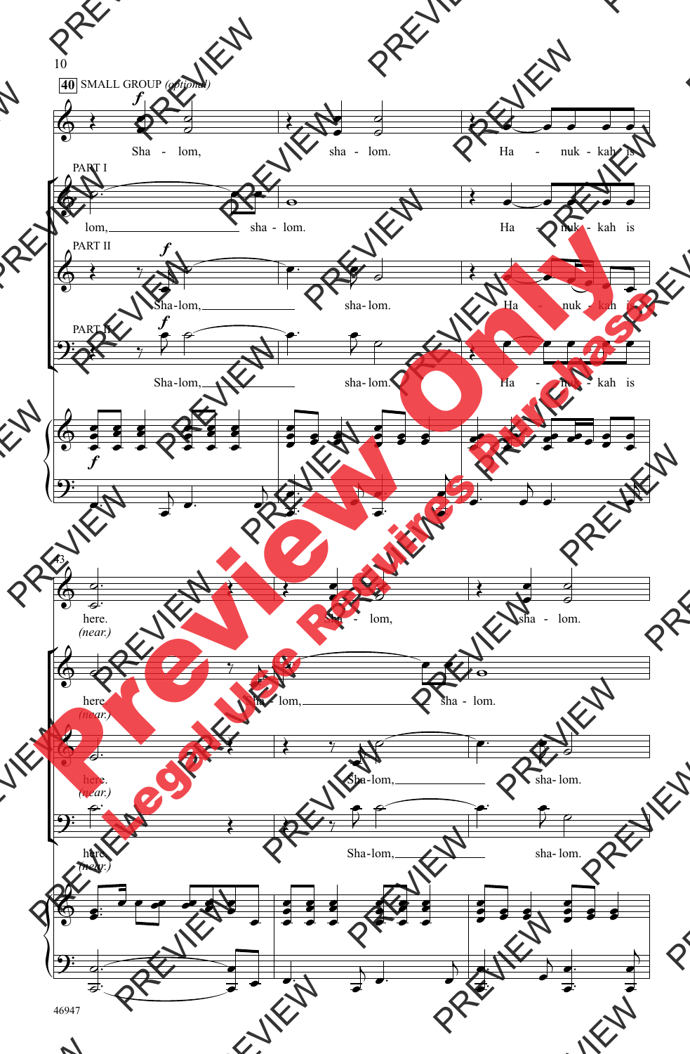**40** SMALL GROUP *(optional)*

*f*

Sha - lom, sha - lom. Ha - nuk - kah is

PART I

lom, sha - lom. Ha - nuk - kah is

PART II

*f*

Sha-lom, sha-lom. Ha - nuk - kah is

PART III

*f*

Sha-lom, sha-lom. Ha - nuk - kah is

*f*

43

here. *(near.)* Sha - lom, sha - lom.

here *(near.)* Sha - lom, sha - lom.

here. *(near.)* Sha-lom, sha-lom.

here *(near.)* Sha-lom, sha-lom.

46947